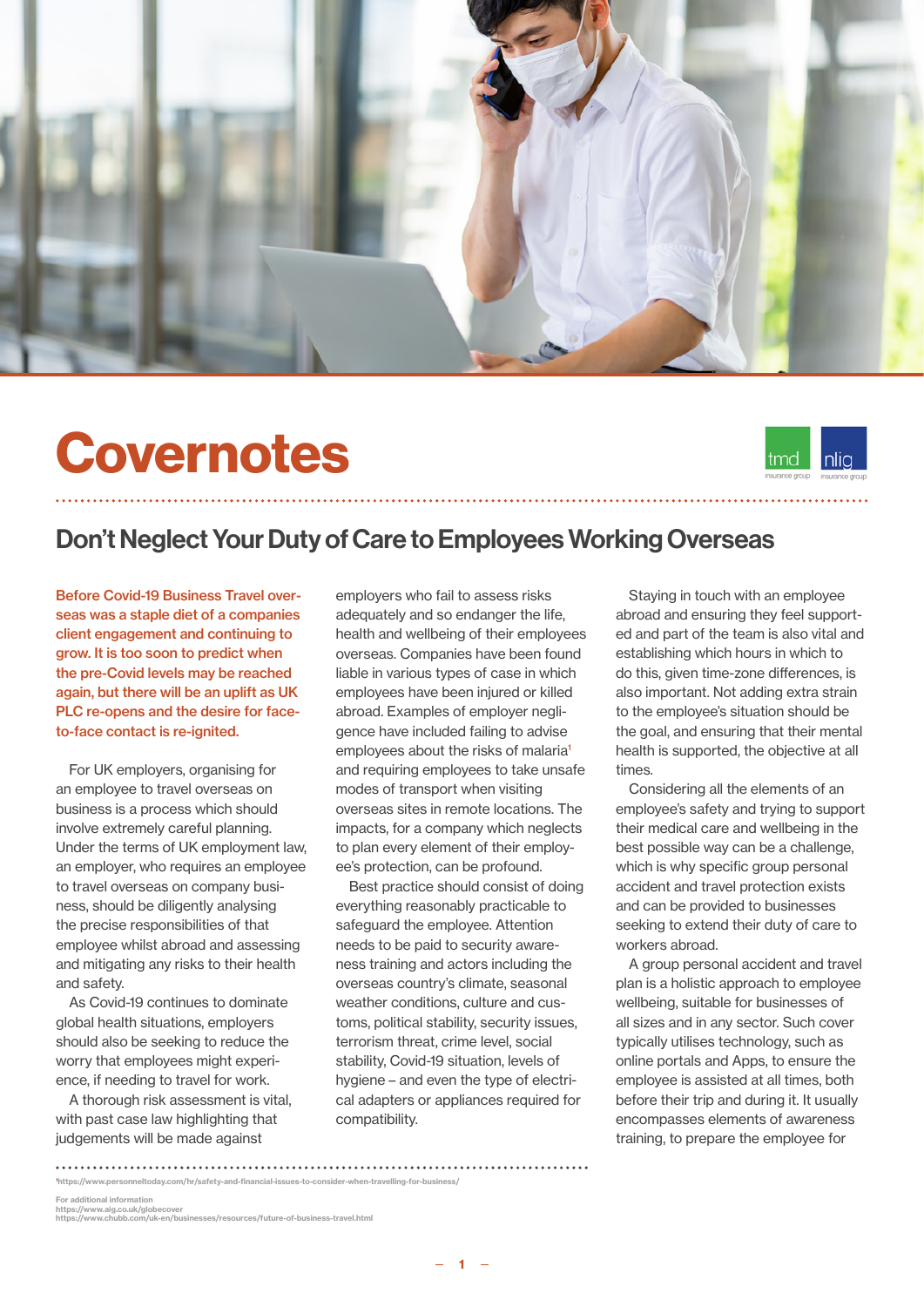# Covernotes

## Don't Neglect Your Duty of Care to Employees Working Overseas

**Before Covid-19 Business Travel overseas was a staple diet of a companies client engagement and continuing to grow. It is too soon to predict when the pre-Covid levels may be reached again, but there will be an uplift as UK PLC re-opens and the desire for face-to-face contact is re-ignited.**

For UK employers, organising for an employee to travel overseas on business is a process which should involve extremely careful planning. Under the terms of UK employment law, an employer, who requires an employee to travel overseas on company business, should be diligently analysing the precise responsibilities of that employee whilst abroad and assessing and mitigating any risks to their health and safety.

As Covid-19 continues to dominate global health situations, employers should also be seeking to reduce the worry that employees might experience, if needing to travel for work.

A thorough risk assessment is vital, with past case law highlighting that judgements will be made against employers who fail to assess risks adequately and so endanger the life, health and wellbeing of their employees overseas. Companies have been found liable in various types of case in which employees have been injured or killed abroad. Examples of employer negligence have included failing to advise employees about the risks of malaria[1] and requiring employees to take unsafe modes of transport when visiting overseas sites in remote locations. The impacts, for a company which neglects to plan every element of their employee's protection, can be profound.

Best practice should consist of doing everything reasonably practicable to safeguard the employee. Attention needs to be paid to security awareness training and actors including the overseas country's climate, seasonal weather conditions, culture and customs, political stability, security issues, terrorism threat, crime level, social stability, Covid-19 situation, levels of hygiene – and even the type of electrical adapters or appliances required for compatibility.

Staying in touch with an employee abroad and ensuring they feel supported and part of the team is also vital and establishing which hours in which to do this, given time-zone differences, is also important. Not adding extra strain to the employee's situation should be the goal, and ensuring that their mental health is supported, the objective at all times.

Considering all the elements of an employee's safety and trying to support their medical care and wellbeing in the best possible way can be a challenge, which is why specific group personal accident and travel protection exists and can be provided to businesses seeking to extend their duty of care to workers abroad.

A group personal accident and travel plan is a holistic approach to employee wellbeing, suitable for businesses of all sizes and in any sector. Such cover typically utilises technology, such as online portals and Apps, to ensure the employee is assisted at all times, both before their trip and during it. It usually encompasses elements of awareness training, to prepare the employee for

---

[1] https://www.personneltoday.com/hr/safety-and-financial-issues-to-consider-when-travelling-for-business/

For additional information
https://www.aig.co.uk/globecover
https://www.chubb.com/uk-en/businesses/resources/future-of-business-travel.html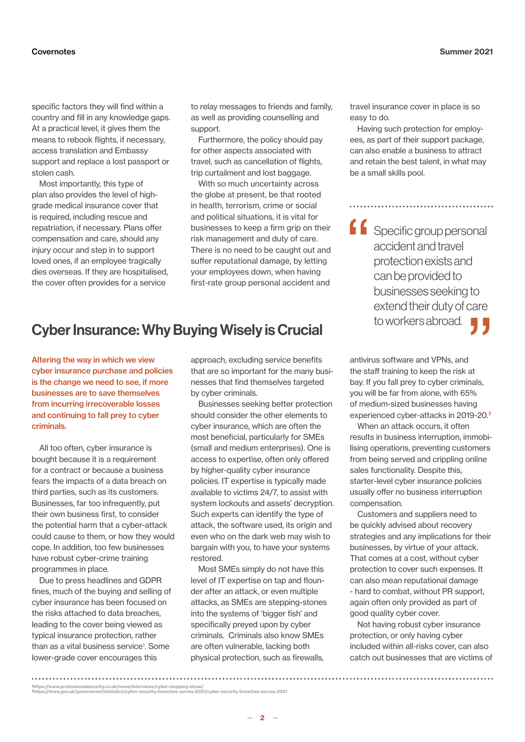specific factors they will find within a country and fill in any knowledge gaps. At a practical level, it gives them the means to rebook flights, if necessary, access translation and Embassy support and replace a lost passport or stolen cash.

Most importantly, this type of plan also provides the level of high-grade medical insurance cover that is required, including rescue and repatriation, if necessary. Plans offer compensation and care, should any injury occur and step in to support loved ones, if an employee tragically dies overseas. If they are hospitalised, the cover often provides for a service to relay messages to friends and family, as well as providing counselling and support.

Furthermore, the policy should pay for other aspects associated with travel, such as cancellation of flights, trip curtailment and lost baggage.

With so much uncertainty across the globe at present, be that rooted in health, terrorism, crime or social and political situations, it is vital for businesses to keep a firm grip on their risk management and duty of care. There is no need to be caught out and suffer reputational damage, by letting your employees down, when having first-rate group personal accident and travel insurance cover in place is so easy to do.

Having such protection for employees, as part of their support package, can also enable a business to attract and retain the best talent, in what may be a small skills pool.

> "Specific group personal accident and travel protection exists and can be provided to businesses seeking to extend their duty of care to workers abroad."

## Cyber Insurance: Why Buying Wisely is Crucial

**Altering the way in which we view cyber insurance purchase and policies is the change we need to see, if more businesses are to save themselves from incurring irrecoverable losses and continuing to fall prey to cyber criminals.**

All too often, cyber insurance is bought because it is a requirement for a contract or because a business fears the impacts of a data breach on third parties, such as its customers. Businesses, far too infrequently, put their own business first, to consider the potential harm that a cyber-attack could cause to them, or how they would cope. In addition, too few businesses have robust cyber-crime training programmes in place.

Due to press headlines and GDPR fines, much of the buying and selling of cyber insurance has been focused on the risks attached to data breaches, leading to the cover being viewed as typical insurance protection, rather than as a vital business service[1]. Some lower-grade cover encourages this approach, excluding service benefits that are so important for the many businesses that find themselves targeted by cyber criminals.

Businesses seeking better protection should consider the other elements to cyber insurance, which are often the most beneficial, particularly for SMEs (small and medium enterprises). One is access to expertise, often only offered by higher-quality cyber insurance policies. IT expertise is typically made available to victims 24/7, to assist with system lockouts and assets' decryption. Such experts can identify the type of attack, the software used, its origin and even who on the dark web may wish to bargain with you, to have your systems restored.

Most SMEs simply do not have this level of IT expertise on tap and flounder after an attack, or even multiple attacks, as SMEs are stepping-stones into the systems of 'bigger fish' and specifically preyed upon by cyber criminals. Criminals also know SMEs are often vulnerable, lacking both physical protection, such as firewalls, antivirus software and VPNs, and the staff training to keep the risk at bay. If you fall prey to cyber criminals, you will be far from alone, with 65% of medium-sized businesses having experienced cyber-attacks in 2019-20.[2]

When an attack occurs, it often results in business interruption, immobilising operations, preventing customers from being served and crippling online sales functionality. Despite this, starter-level cyber insurance policies usually offer no business interruption compensation.

Customers and suppliers need to be quickly advised about recovery strategies and any implications for their businesses, by virtue of your attack. That comes at a cost, without cyber protection to cover such expenses. It can also mean reputational damage - hard to combat, without PR support, again often only provided as part of good quality cyber cover.

Not having robust cyber insurance protection, or only having cyber included within all-risks cover, can also catch out businesses that are victims of

---

[1] https://www.professionalsecurity.co.uk/news/interviews/cyber-stepping-stone/
[2] https://www.gov.uk/government/statistics/cyber-security-breaches-survey-2021/cyber-security-breaches-survey-2021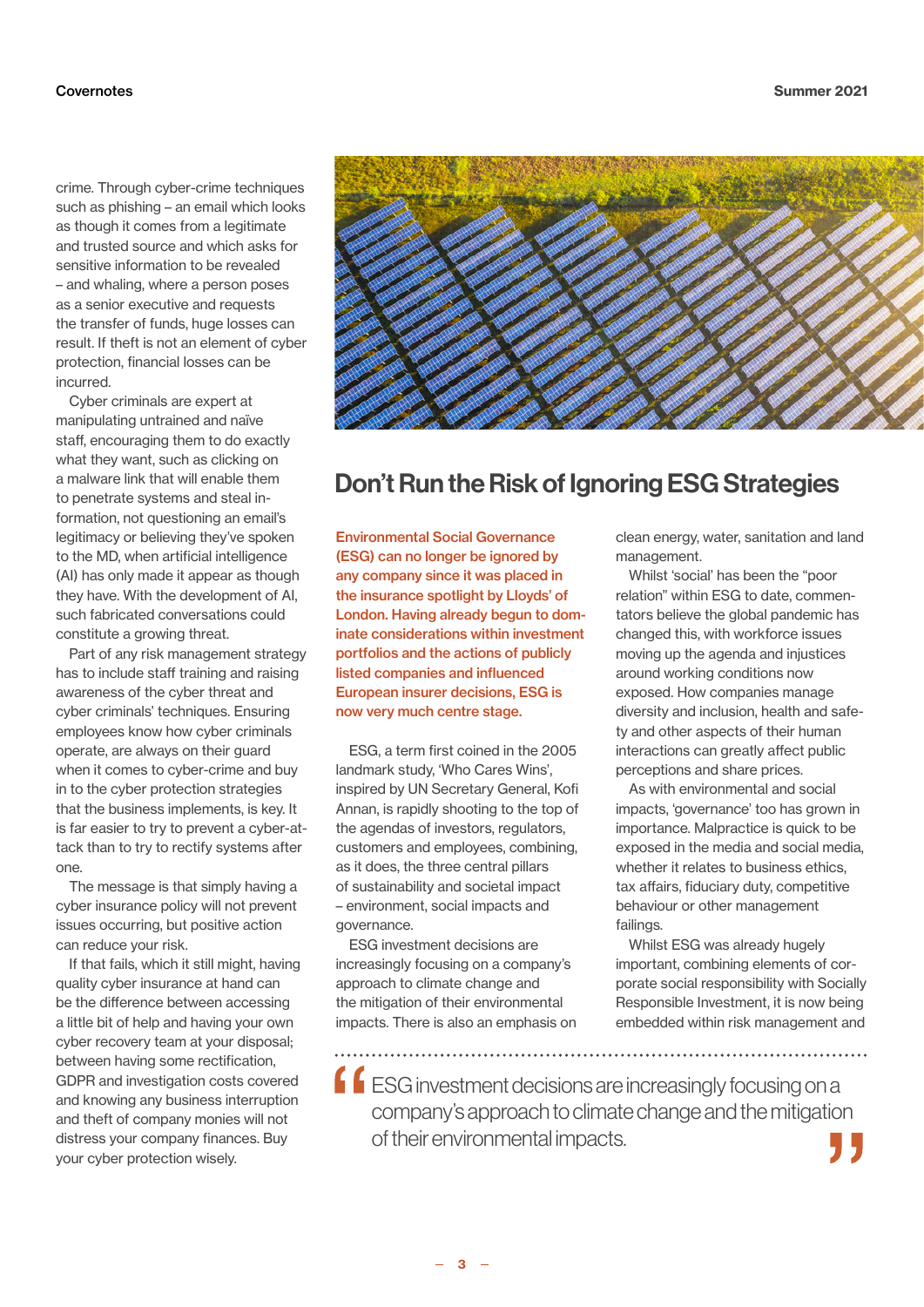crime. Through cyber-crime techniques such as phishing – an email which looks as though it comes from a legitimate and trusted source and which asks for sensitive information to be revealed – and whaling, where a person poses as a senior executive and requests the transfer of funds, huge losses can result. If theft is not an element of cyber protection, financial losses can be incurred.

Cyber criminals are expert at manipulating untrained and naïve staff, encouraging them to do exactly what they want, such as clicking on a malware link that will enable them to penetrate systems and steal information, not questioning an email's legitimacy or believing they've spoken to the MD, when artificial intelligence (AI) has only made it appear as though they have. With the development of AI, such fabricated conversations could constitute a growing threat.

Part of any risk management strategy has to include staff training and raising awareness of the cyber threat and cyber criminals' techniques. Ensuring employees know how cyber criminals operate, are always on their guard when it comes to cyber-crime and buy in to the cyber protection strategies that the business implements, is key. It is far easier to try to prevent a cyber-attack than to try to rectify systems after one.

The message is that simply having a cyber insurance policy will not prevent issues occurring, but positive action can reduce your risk.

If that fails, which it still might, having quality cyber insurance at hand can be the difference between accessing a little bit of help and having your own cyber recovery team at your disposal; between having some rectification, GDPR and investigation costs covered and knowing any business interruption and theft of company monies will not distress your company finances. Buy your cyber protection wisely.

# Don't Run the Risk of Ignoring ESG Strategies

**Environmental Social Governance (ESG) can no longer be ignored by any company since it was placed in the insurance spotlight by Lloyds' of London. Having already begun to dominate considerations within investment portfolios and the actions of publicly listed companies and influenced European insurer decisions, ESG is now very much centre stage.**

ESG, a term first coined in the 2005 landmark study, 'Who Cares Wins', inspired by UN Secretary General, Kofi Annan, is rapidly shooting to the top of the agendas of investors, regulators, customers and employees, combining, as it does, the three central pillars of sustainability and societal impact – environment, social impacts and governance.

ESG investment decisions are increasingly focusing on a company's approach to climate change and the mitigation of their environmental impacts. There is also an emphasis on clean energy, water, sanitation and land management.

Whilst 'social' has been the "poor relation" within ESG to date, commentators believe the global pandemic has changed this, with workforce issues moving up the agenda and injustices around working conditions now exposed. How companies manage diversity and inclusion, health and safety and other aspects of their human interactions can greatly affect public perceptions and share prices.

As with environmental and social impacts, 'governance' too has grown in importance. Malpractice is quick to be exposed in the media and social media, whether it relates to business ethics, tax affairs, fiduciary duty, competitive behaviour or other management failings.

Whilst ESG was already hugely important, combining elements of corporate social responsibility with Socially Responsible Investment, it is now being embedded within risk management and

> "ESG investment decisions are increasingly focusing on a company's approach to climate change and the mitigation of their environmental impacts."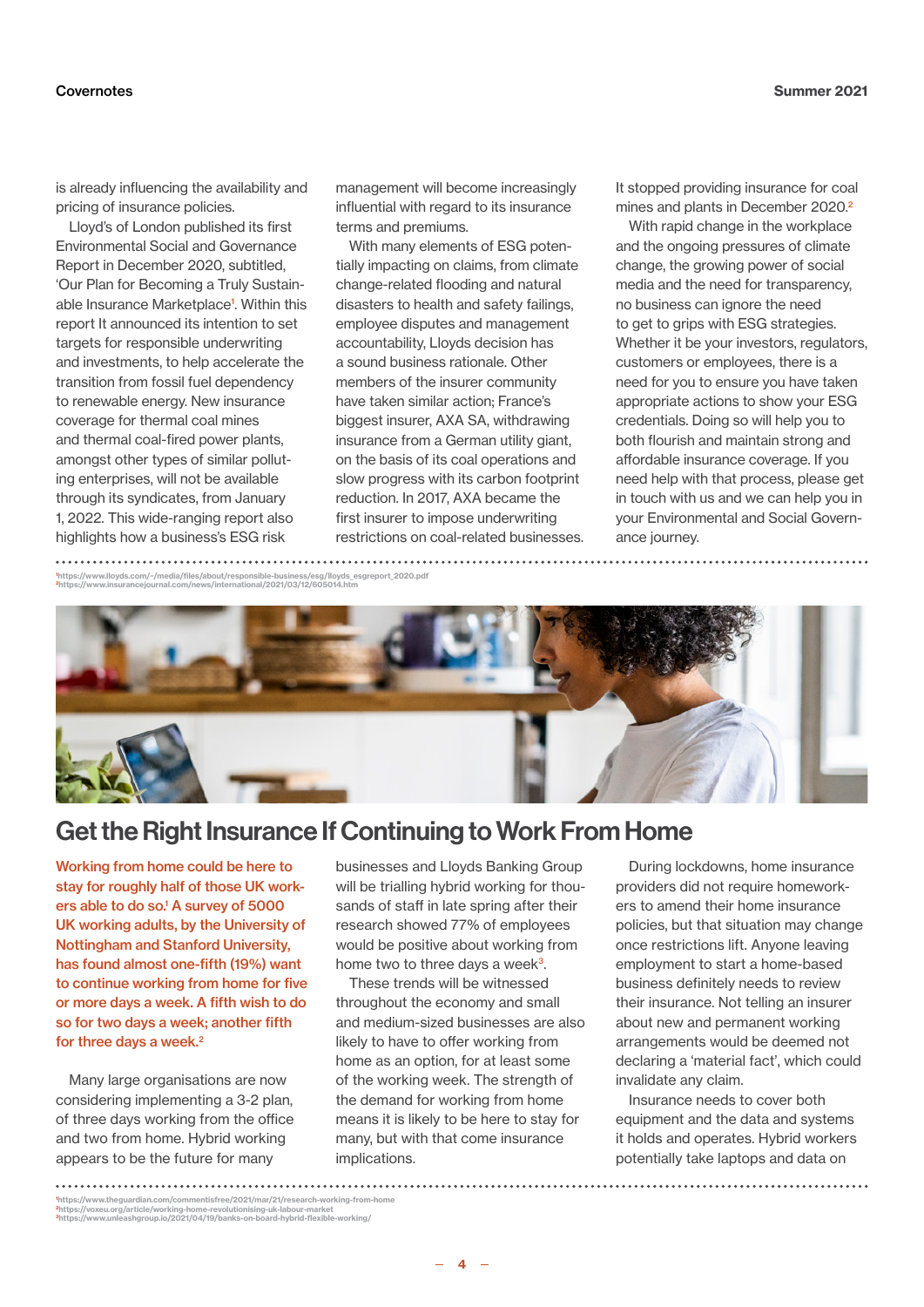is already influencing the availability and pricing of insurance policies.

Lloyd's of London published its first Environmental Social and Governance Report in December 2020, subtitled, 'Our Plan for Becoming a Truly Sustainable Insurance Marketplace[1]. Within this report It announced its intention to set targets for responsible underwriting and investments, to help accelerate the transition from fossil fuel dependency to renewable energy. New insurance coverage for thermal coal mines and thermal coal-fired power plants, amongst other types of similar polluting enterprises, will not be available through its syndicates, from January 1, 2022. This wide-ranging report also highlights how a business's ESG risk management will become increasingly influential with regard to its insurance terms and premiums.

With many elements of ESG potentially impacting on claims, from climate change-related flooding and natural disasters to health and safety failings, employee disputes and management accountability, Lloyds decision has a sound business rationale. Other members of the insurer community have taken similar action; France's biggest insurer, AXA SA, withdrawing insurance from a German utility giant, on the basis of its coal operations and slow progress with its carbon footprint reduction. In 2017, AXA became the first insurer to impose underwriting restrictions on coal-related businesses. It stopped providing insurance for coal mines and plants in December 2020.[2]

With rapid change in the workplace and the ongoing pressures of climate change, the growing power of social media and the need for transparency, no business can ignore the need to get to grips with ESG strategies. Whether it be your investors, regulators, customers or employees, there is a need for you to ensure you have taken appropriate actions to show your ESG credentials. Doing so will help you to both flourish and maintain strong and affordable insurance coverage. If you need help with that process, please get in touch with us and we can help you in your Environmental and Social Governance journey.

[1]https://www.lloyds.com/-/media/files/about/responsible-business/esg/lloyds_esgreport_2020.pdf
[2]https://www.insurancejournal.com/news/international/2021/03/12/605014.htm

## Get the Right Insurance If Continuing to Work From Home

**Working from home could be here to stay for roughly half of those UK workers able to do so.[1] A survey of 5000 UK working adults, by the University of Nottingham and Stanford University, has found almost one-fifth (19%) want to continue working from home for five or more days a week. A fifth wish to do so for two days a week; another fifth for three days a week.[2]**

Many large organisations are now considering implementing a 3-2 plan, of three days working from the office and two from home. Hybrid working appears to be the future for many businesses and Lloyds Banking Group will be trialling hybrid working for thousands of staff in late spring after their research showed 77% of employees would be positive about working from home two to three days a week[3].

These trends will be witnessed throughout the economy and small and medium-sized businesses are also likely to have to offer working from home as an option, for at least some of the working week. The strength of the demand for working from home means it is likely to be here to stay for many, but with that come insurance implications.

During lockdowns, home insurance providers did not require homeworkers to amend their home insurance policies, but that situation may change once restrictions lift. Anyone leaving employment to start a home-based business definitely needs to review their insurance. Not telling an insurer about new and permanent working arrangements would be deemed not declaring a 'material fact', which could invalidate any claim.

Insurance needs to cover both equipment and the data and systems it holds and operates. Hybrid workers potentially take laptops and data on

[1]https://www.theguardian.com/commentisfree/2021/mar/21/research-working-from-home
[2]https://voxeu.org/article/working-home-revolutionising-uk-labour-market
[3]https://www.unleashgroup.io/2021/04/19/banks-on-board-hybrid-flexible-working/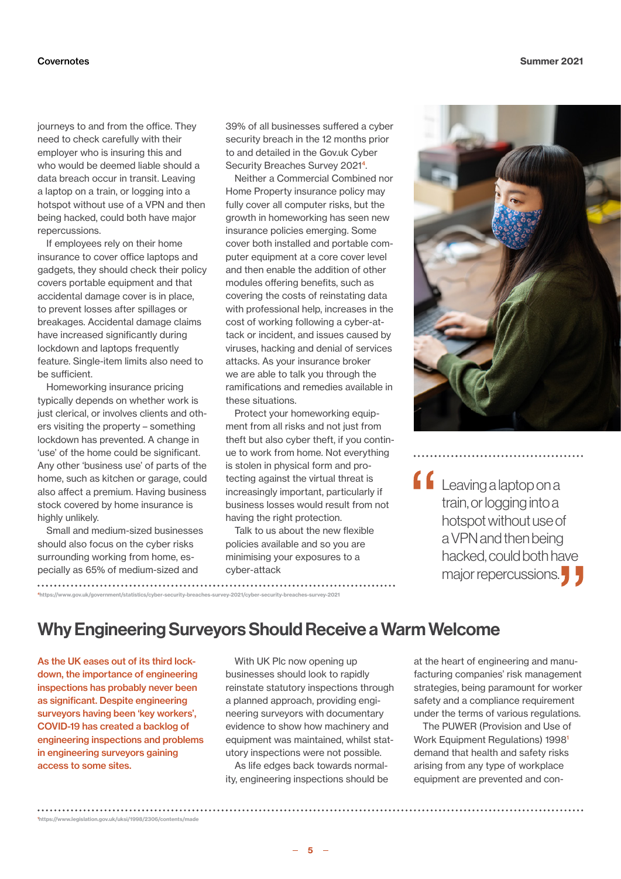journeys to and from the office. They need to check carefully with their employer who is insuring this and who would be deemed liable should a data breach occur in transit. Leaving a laptop on a train, or logging into a hotspot without use of a VPN and then being hacked, could both have major repercussions.

If employees rely on their home insurance to cover office laptops and gadgets, they should check their policy covers portable equipment and that accidental damage cover is in place, to prevent losses after spillages or breakages. Accidental damage claims have increased significantly during lockdown and laptops frequently feature. Single-item limits also need to be sufficient.

Homeworking insurance pricing typically depends on whether work is just clerical, or involves clients and others visiting the property – something lockdown has prevented. A change in 'use' of the home could be significant. Any other 'business use' of parts of the home, such as kitchen or garage, could also affect a premium. Having business stock covered by home insurance is highly unlikely.

Small and medium-sized businesses should also focus on the cyber risks surrounding working from home, especially as 65% of medium-sized and 39% of all businesses suffered a cyber security breach in the 12 months prior to and detailed in the Gov.uk Cyber Security Breaches Survey 2021[4].

Neither a Commercial Combined nor Home Property insurance policy may fully cover all computer risks, but the growth in homeworking has seen new insurance policies emerging. Some cover both installed and portable computer equipment at a core cover level and then enable the addition of other modules offering benefits, such as covering the costs of reinstating data with professional help, increases in the cost of working following a cyber-attack or incident, and issues caused by viruses, hacking and denial of services attacks. As your insurance broker we are able to talk you through the ramifications and remedies available in these situations.

Protect your homeworking equipment from all risks and not just from theft but also cyber theft, if you continue to work from home. Not everything is stolen in physical form and protecting against the virtual threat is increasingly important, particularly if business losses would result from not having the right protection.

Talk to us about the new flexible policies available and so you are minimising your exposures to a cyber-attack

> Leaving a laptop on a train, or logging into a hotspot without use of a VPN and then being hacked, could both have major repercussions.

[4]https://www.gov.uk/government/statistics/cyber-security-breaches-survey-2021/cyber-security-breaches-survey-2021

## Why Engineering Surveyors Should Receive a Warm Welcome

**As the UK eases out of its third lockdown, the importance of engineering inspections has probably never been as significant. Despite engineering surveyors having been 'key workers', COVID-19 has created a backlog of engineering inspections and problems in engineering surveyors gaining access to some sites.**

With UK Plc now opening up businesses should look to rapidly reinstate statutory inspections through a planned approach, providing engineering surveyors with documentary evidence to show how machinery and equipment was maintained, whilst statutory inspections were not possible.

As life edges back towards normality, engineering inspections should be at the heart of engineering and manufacturing companies' risk management strategies, being paramount for worker safety and a compliance requirement under the terms of various regulations.

The PUWER (Provision and Use of Work Equipment Regulations) 1998[1] demand that health and safety risks arising from any type of workplace equipment are prevented and con-

[1]https://www.legislation.gov.uk/uksi/1998/2306/contents/made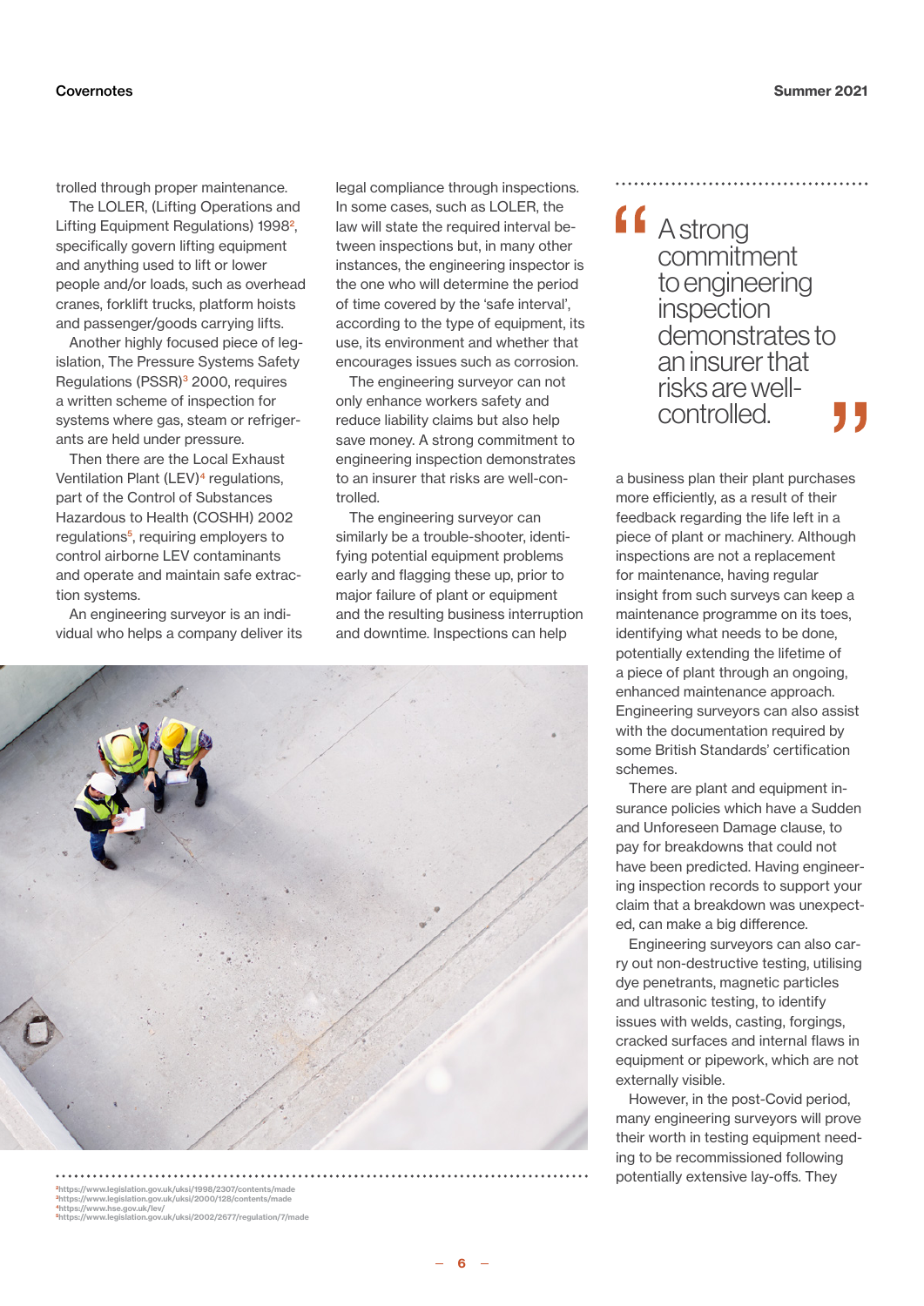trolled through proper maintenance.

The LOLER, (Lifting Operations and Lifting Equipment Regulations) 1998[2], specifically govern lifting equipment and anything used to lift or lower people and/or loads, such as overhead cranes, forklift trucks, platform hoists and passenger/goods carrying lifts.

Another highly focused piece of legislation, The Pressure Systems Safety Regulations (PSSR)[3] 2000, requires a written scheme of inspection for systems where gas, steam or refrigerants are held under pressure.

Then there are the Local Exhaust Ventilation Plant (LEV)[4] regulations, part of the Control of Substances Hazardous to Health (COSHH) 2002 regulations[5], requiring employers to control airborne LEV contaminants and operate and maintain safe extraction systems.

An engineering surveyor is an individual who helps a company deliver its legal compliance through inspections. In some cases, such as LOLER, the law will state the required interval between inspections but, in many other instances, the engineering inspector is the one who will determine the period of time covered by the 'safe interval', according to the type of equipment, its use, its environment and whether that encourages issues such as corrosion.

The engineering surveyor can not only enhance workers safety and reduce liability claims but also help save money. A strong commitment to engineering inspection demonstrates to an insurer that risks are well-controlled.

The engineering surveyor can similarly be a trouble-shooter, identifying potential equipment problems early and flagging these up, prior to major failure of plant or equipment and the resulting business interruption and downtime. Inspections can help a business plan their plant purchases more efficiently, as a result of their feedback regarding the life left in a piece of plant or machinery. Although inspections are not a replacement for maintenance, having regular insight from such surveys can keep a maintenance programme on its toes, identifying what needs to be done, potentially extending the lifetime of a piece of plant through an ongoing, enhanced maintenance approach. Engineering surveyors can also assist with the documentation required by some British Standards' certification schemes.

> "A strong commitment to engineering inspection demonstrates to an insurer that risks are well-controlled."

There are plant and equipment insurance policies which have a Sudden and Unforeseen Damage clause, to pay for breakdowns that could not have been predicted. Having engineering inspection records to support your claim that a breakdown was unexpected, can make a big difference.

Engineering surveyors can also carry out non-destructive testing, utilising dye penetrants, magnetic particles and ultrasonic testing, to identify issues with welds, casting, forgings, cracked surfaces and internal flaws in equipment or pipework, which are not externally visible.

However, in the post-Covid period, many engineering surveyors will prove their worth in testing equipment needing to be recommissioned following potentially extensive lay-offs. They

---

[2] https://www.legislation.gov.uk/uksi/1998/2307/contents/made
[3] https://www.legislation.gov.uk/uksi/2000/128/contents/made
[4] https://www.hse.gov.uk/lev/
[5] https://www.legislation.gov.uk/uksi/2002/2677/regulation/7/made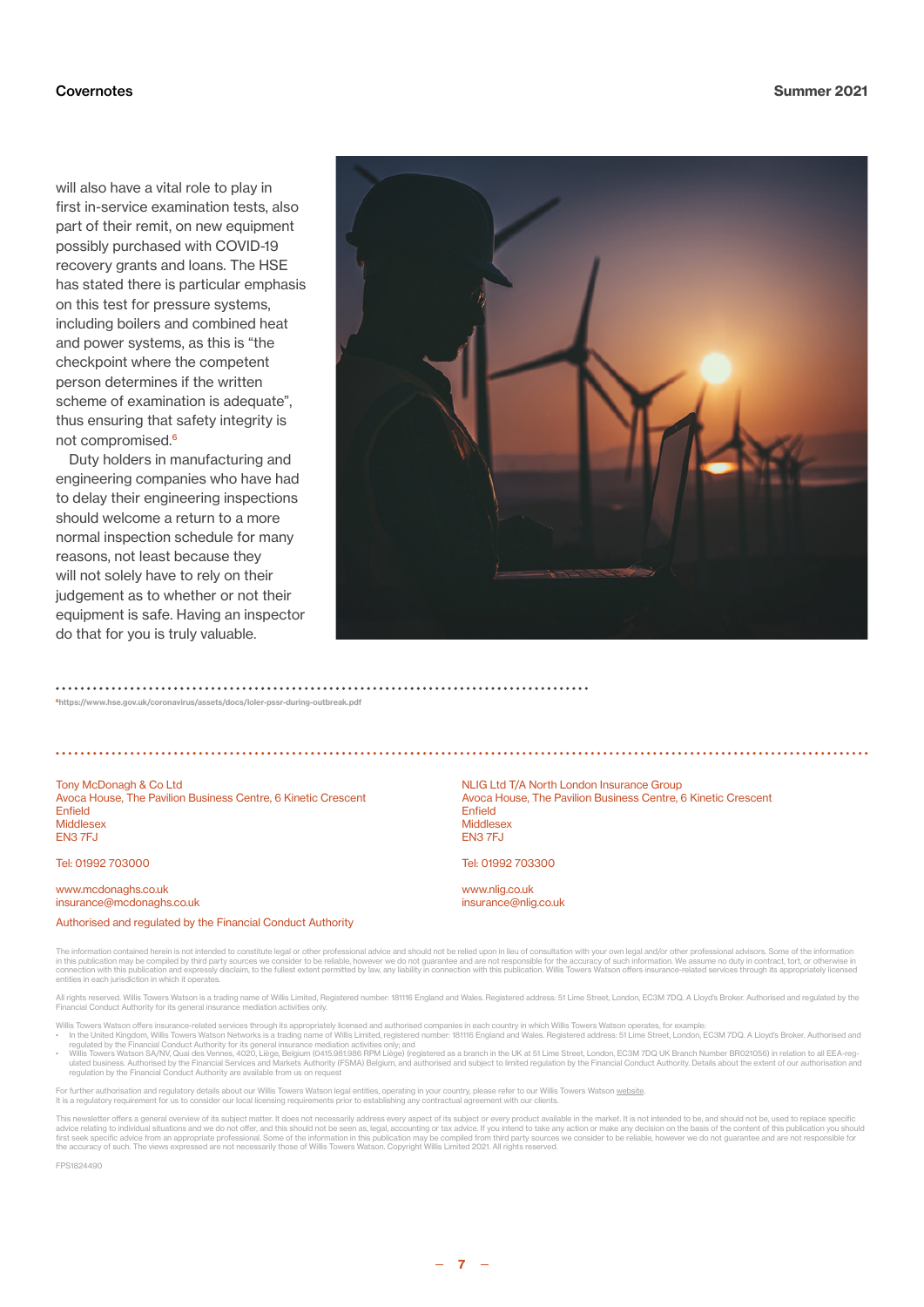will also have a vital role to play in first in-service examination tests, also part of their remit, on new equipment possibly purchased with COVID-19 recovery grants and loans. The HSE has stated there is particular emphasis on this test for pressure systems, including boilers and combined heat and power systems, as this is "the checkpoint where the competent person determines if the written scheme of examination is adequate", thus ensuring that safety integrity is not compromised.[6]

Duty holders in manufacturing and engineering companies who have had to delay their engineering inspections should welcome a return to a more normal inspection schedule for many reasons, not least because they will not solely have to rely on their judgement as to whether or not their equipment is safe. Having an inspector do that for you is truly valuable.

[6]https://www.hse.gov.uk/coronavirus/assets/docs/loler-pssr-during-outbreak.pdf

Tony McDonagh & Co Ltd
Avoca House, The Pavilion Business Centre, 6 Kinetic Crescent
Enfield
Middlesex
EN3 7FJ

Tel: 01992 703000

www.mcdonaghs.co.uk
insurance@mcdonaghs.co.uk

Authorised and regulated by the Financial Conduct Authority

NLIG Ltd T/A North London Insurance Group
Avoca House, The Pavilion Business Centre, 6 Kinetic Crescent
Enfield
Middlesex
EN3 7FJ

Tel: 01992 703300

www.nlig.co.uk
insurance@nlig.co.uk

The information contained herein is not intended to constitute legal or other professional advice and should not be relied upon in lieu of consultation with your own legal and/or other professional advisors. Some of the information in this publication may be compiled by third party sources we consider to be reliable, however we do not guarantee and are not responsible for the accuracy of such information. We assume no duty in contract, tort, or otherwise in connection with this publication and expressly disclaim, to the fullest extent permitted by law, any liability in connection with this publication. Willis Towers Watson offers insurance-related services through its appropriately licensed entities in each jurisdiction in which it operates.

All rights reserved. Willis Towers Watson is a trading name of Willis Limited, Registered number: 181116 England and Wales. Registered address: 51 Lime Street, London, EC3M 7DQ. A Lloyd's Broker. Authorised and regulated by the Financial Conduct Authority for its general insurance mediation activities only.

Willis Towers Watson offers insurance-related services through its appropriately licensed and authorised companies in each country in which Willis Towers Watson operates, for example:

- In the United Kingdom, Willis Towers Watson Networks is a trading name of Willis Limited, registered number: 181116 England and Wales. Registered address: 51 Lime Street, London, EC3M 7DQ. A Lloyd's Broker. Authorised and regulated by the Financial Conduct Authority for its general insurance mediation activities only; and
- Willis Towers Watson SA/NV, Quai des Vennes, 4020, Liège, Belgium (0415.981.986 RPM Liège) (registered as a branch in the UK at 51 Lime Street, London, EC3M 7DQ UK Branch Number BR021056) in relation to all EEA-regulated business. Authorised by the Financial Services and Markets Authority (FSMA) Belgium, and authorised and subject to limited regulation by the Financial Conduct Authority. Details about the extent of our authorisation and regulation by the Financial Conduct Authority are available from us on request

For further authorisation and regulatory details about our Willis Towers Watson legal entities, operating in your country, please refer to our Willis Towers Watson website.
It is a regulatory requirement for us to consider our local licensing requirements prior to establishing any contractual agreement with our clients.

This newsletter offers a general overview of its subject matter. It does not necessarily address every aspect of its subject or every product available in the market. It is not intended to be, and should not be, used to replace specific advice relating to individual situations and we do not offer, and this should not be seen as, legal, accounting or tax advice. If you intend to take any action or make any decision on the basis of the content of this publication you should first seek specific advice from an appropriate professional. Some of the information in this publication may be compiled from third party sources we consider to be reliable, however we do not guarantee and are not responsible for the accuracy of such. The views expressed are not necessarily those of Willis Towers Watson. Copyright Willis Limited 2021. All rights reserved.

FPS1824490